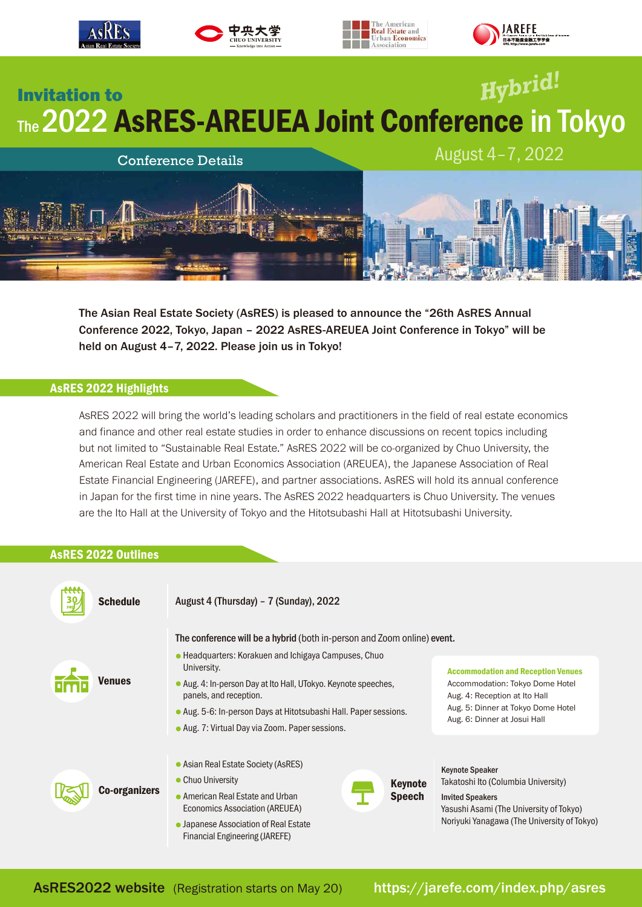# Invitation to The 2022 AsRES-AREUEA Joint Conference in Tokyo

*Hybrid!*

## Conference Details

August 4–7, 2022

**The Asian Real Estate Society (AsRES) is pleased to announce the "26th AsRES Annual Conference 2022, Tokyo, Japan – 2022 AsRES-AREUEA Joint Conference in Tokyo" will be held on August 4–7, 2022. Please join us in Tokyo!**

## AsRES 2022 Highlights

AsRES 2022 will bring the world's leading scholars and practitioners in the field of real estate economics and finance and other real estate studies in order to enhance discussions on recent topics including but not limited to "Sustainable Real Estate." AsRES 2022 will be co-organized by Chuo University, the American Real Estate and Urban Economics Association (AREUEA), the Japanese Association of Real Estate Financial Engineering (JAREFE), and partner associations. AsRES will hold its annual conference in Japan for the first time in nine years. The AsRES 2022 headquarters is Chuo University. The venues are the Ito Hall at the University of Tokyo and the Hitotsubashi Hall at Hitotsubashi University.

## AsRES 2022 Outlines

**Schedule**

August 4 (Thursday) – 7 (Sunday), 2022

**Venues**

**The conference will be a hybrid** (both in-person and Zoom online) **event.**

- Headquarters: Korakuen and Ichigaya Campuses, Chuo University.
- Aug. 4: In-person Day at Ito Hall, UTokyo. Keynote speeches, panels, and reception.
- Aug. 5-6: In-person Days at Hitotsubashi Hall. Paper sessions.
- Aug. 7: Virtual Day via Zoom. Paper sessions.

**Accommodation and Reception Venues**

Accommodation: Tokyo Dome Hotel
Aug. 4: Reception at Ito Hall
Aug. 5: Dinner at Tokyo Dome Hotel
Aug. 6: Dinner at Josui Hall

**Co-organizers**

- Asian Real Estate Society (AsRES)
- Chuo University
- American Real Estate and Urban Economics Association (AREUEA)
- Japanese Association of Real Estate Financial Engineering (JAREFE)

**Keynote Speech**

**Keynote Speaker**
Takatoshi Ito (Columbia University)

**Invited Speakers**
Yasushi Asami (The University of Tokyo)
Noriyuki Yanagawa (The University of Tokyo)

**AsRES2022 website** (Registration starts on May 20) https://jarefe.com/index.php/asres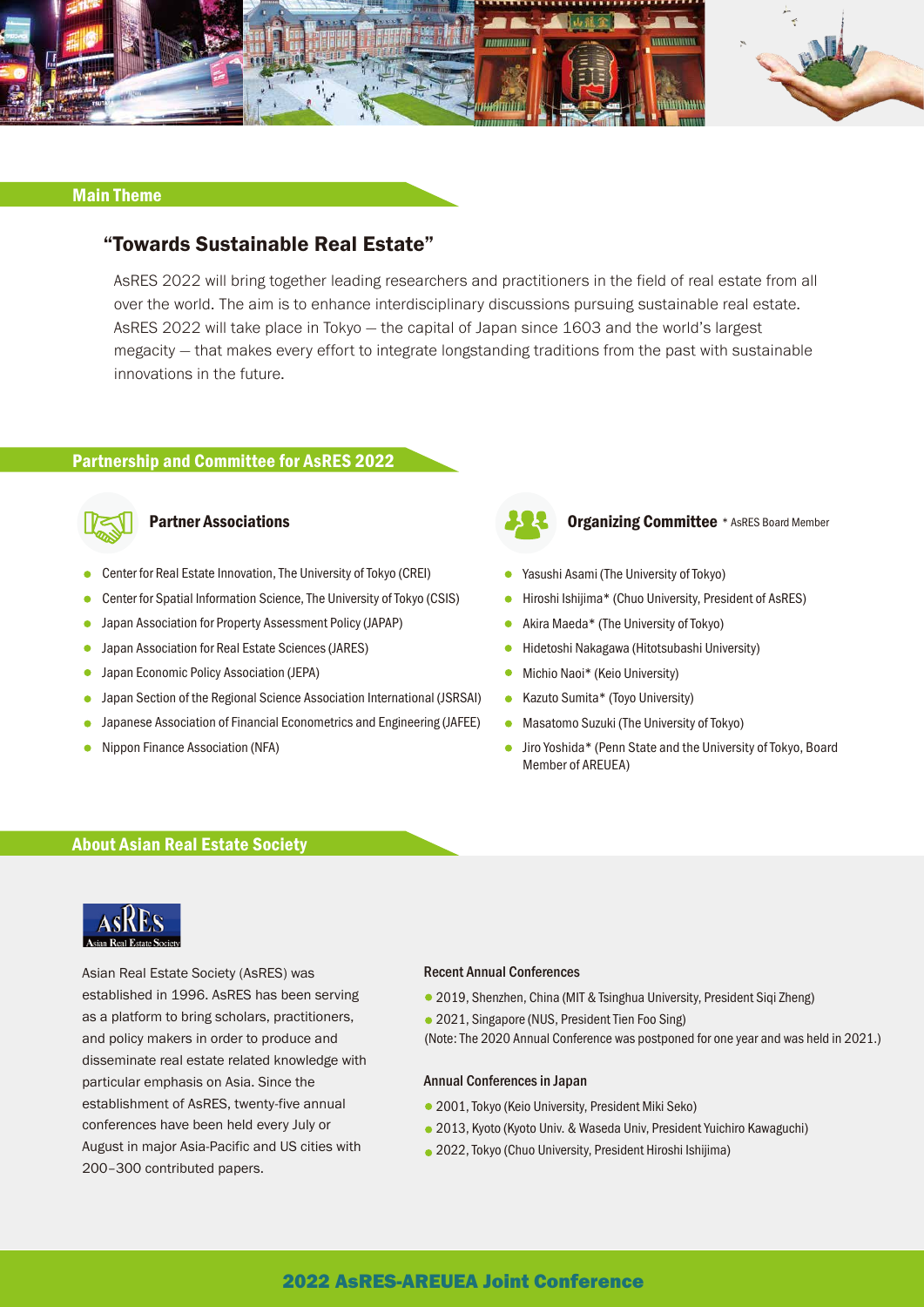## Main Theme

### "Towards Sustainable Real Estate"

AsRES 2022 will bring together leading researchers and practitioners in the field of real estate from all over the world. The aim is to enhance interdisciplinary discussions pursuing sustainable real estate. AsRES 2022 will take place in Tokyo – the capital of Japan since 1603 and the world's largest megacity – that makes every effort to integrate longstanding traditions from the past with sustainable innovations in the future.

## Partnership and Committee for AsRES 2022

### Partner Associations

- Center for Real Estate Innovation, The University of Tokyo (CREI)
- Center for Spatial Information Science, The University of Tokyo (CSIS)
- Japan Association for Property Assessment Policy (JAPAP)
- Japan Association for Real Estate Sciences (JARES)
- Japan Economic Policy Association (JEPA)
- Japan Section of the Regional Science Association International (JSRSAI)
- Japanese Association of Financial Econometrics and Engineering (JAFEE)
- Nippon Finance Association (NFA)

### Organizing Committee

\* AsRES Board Member

- Yasushi Asami (The University of Tokyo)
- Hiroshi Ishijima* (Chuo University, President of AsRES)
- Akira Maeda* (The University of Tokyo)
- Hidetoshi Nakagawa (Hitotsubashi University)
- Michio Naoi* (Keio University)
- Kazuto Sumita* (Toyo University)
- Masatomo Suzuki (The University of Tokyo)
- Jiro Yoshida* (Penn State and the University of Tokyo, Board Member of AREUEA)

## About Asian Real Estate Society

Asian Real Estate Society (AsRES) was established in 1996. AsRES has been serving as a platform to bring scholars, practitioners, and policy makers in order to produce and disseminate real estate related knowledge with particular emphasis on Asia. Since the establishment of AsRES, twenty-five annual conferences have been held every July or August in major Asia-Pacific and US cities with 200–300 contributed papers.

#### Recent Annual Conferences

- 2019, Shenzhen, China (MIT & Tsinghua University, President Siqi Zheng)
- 2021, Singapore (NUS, President Tien Foo Sing)

(Note: The 2020 Annual Conference was postponed for one year and was held in 2021.)

#### Annual Conferences in Japan

- 2001, Tokyo (Keio University, President Miki Seko)
- 2013, Kyoto (Kyoto Univ. & Waseda Univ, President Yuichiro Kawaguchi)
- 2022, Tokyo (Chuo University, President Hiroshi Ishijima)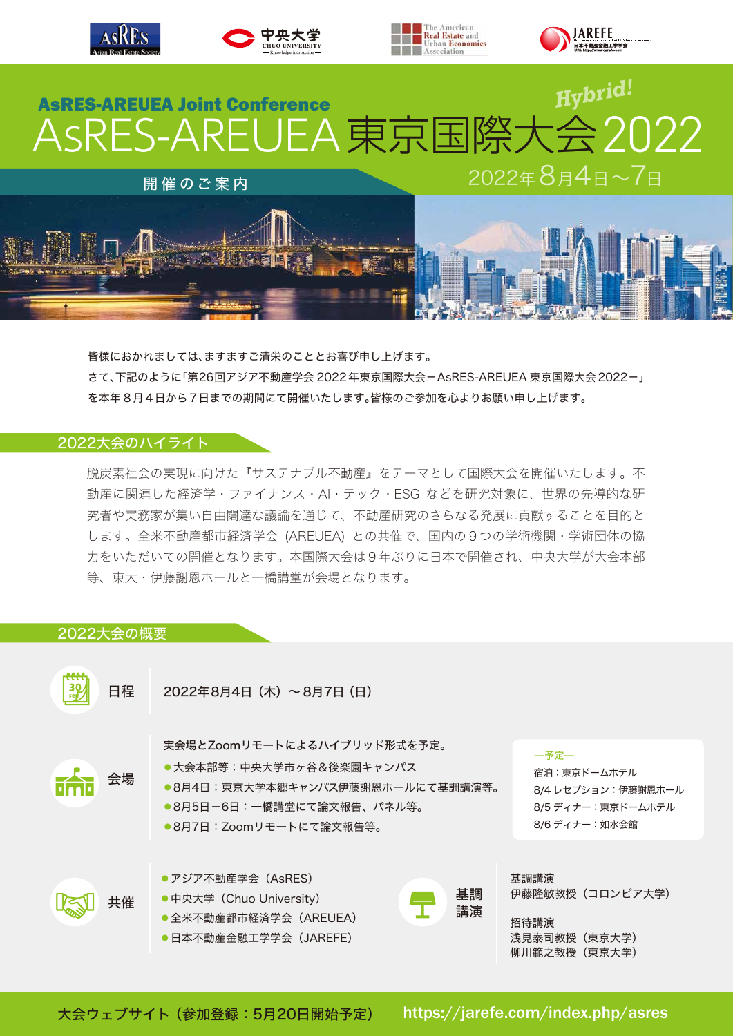AsRES-AREUEA Joint Conference

Hybrid!

# AsRES-AREUEA 東京国際大会2022

開催のご案内

2022年8月4日～7日

皆様におかれましては、ますますご清栄のこととお喜び申し上げます。
さて、下記のように「第26回アジア不動産学会 2022年東京国際大会－AsRES-AREUEA 東京国際大会2022－」を本年８月４日から７日までの期間にて開催いたします。皆様のご参加を心よりお願い申し上げます。

## 2022大会のハイライト

脱炭素社会の実現に向けた『サステナブル不動産』をテーマとして国際大会を開催いたします。不動産に関連した経済学・ファイナンス・AI・テック・ESG などを研究対象に、世界の先導的な研究者や実務家が集い自由闊達な議論を通じて、不動産研究のさらなる発展に貢献することを目的とします。全米不動産都市経済学会（AREUEA）との共催で、国内の９つの学術機関・学術団体の協力をいただいての開催となります。本国際大会は９年ぶりに日本で開催され、中央大学が大会本部等、東大・伊藤謝恩ホールと一橋講堂が会場となります。

## 2022大会の概要

**日程**

2022年8月4日（木）～8月7日（日）

**会場**

実会場とZoomリモートによるハイブリッド形式を予定。

- 大会本部等：中央大学市ヶ谷＆後楽園キャンパス
- 8月4日：東京大学本郷キャンパス伊藤謝恩ホールにて基調講演等。
- 8月5日－6日：一橋講堂にて論文報告、パネル等。
- 8月7日：Zoomリモートにて論文報告等。

―予定―
宿泊：東京ドームホテル
8/4 レセプション：伊藤謝恩ホール
8/5 ディナー：東京ドームホテル
8/6 ディナー：如水会館

**共催**

- アジア不動産学会（AsRES）
- 中央大学（Chuo University）
- 全米不動産都市経済学会（AREUEA）
- 日本不動産金融工学学会（JAREFE）

**基調講演**

基調講演
伊藤隆敏教授（コロンビア大学）

招待講演
浅見泰司教授（東京大学）
柳川範之教授（東京大学）

大会ウェブサイト（参加登録：5月20日開始予定） https://jarefe.com/index.php/asres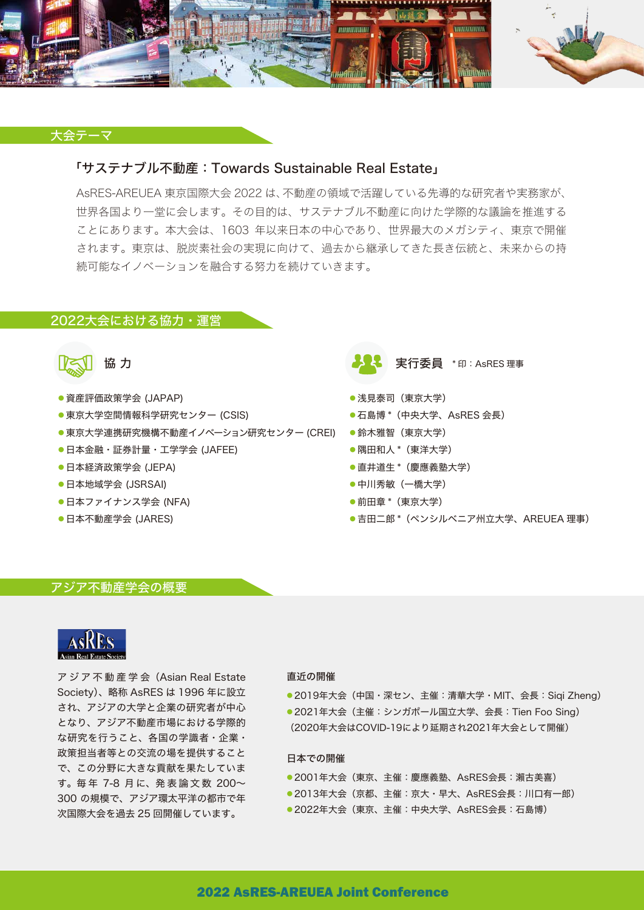## 大会テーマ

「サステナブル不動産：Towards Sustainable Real Estate」

AsRES-AREUEA 東京国際大会 2022 は、不動産の領域で活躍している先導的な研究者や実務家が、世界各国より一堂に会します。その目的は、サステナブル不動産に向けた学際的な議論を推進することにあります。本大会は、1603 年以来日本の中心であり、世界最大のメガシティ、東京で開催されます。東京は、脱炭素社会の実現に向けて、過去から継承してきた長き伝統と、未来からの持続可能なイノベーションを融合する努力を続けていきます。

## 2022大会における協力・運営

### 協 力

- 資産評価政策学会 (JAPAP)
- 東京大学空間情報科学研究センター (CSIS)
- 東京大学連携研究機構不動産イノベーション研究センター (CREI)
- 日本金融・証券計量・工学学会 (JAFEE)
- 日本経済政策学会 (JEPA)
- 日本地域学会 (JSRSAI)
- 日本ファイナンス学会 (NFA)
- 日本不動産学会 (JARES)

### 実行委員 ＊印：AsRES 理事

- 浅見泰司（東京大学）
- 石島博＊（中央大学、AsRES 会長）
- 鈴木雅智（東京大学）
- 隅田和人＊（東洋大学）
- 直井道生＊（慶應義塾大学）
- 中川秀敏（一橋大学）
- 前田章＊（東京大学）
- 吉田二郎＊（ペンシルベニア州立大学、AREUEA 理事）

## アジア不動産学会の概要

AsRES Asian Real Estate Society

アジア不動産学会（Asian Real Estate Society）、略称 AsRES は 1996 年に設立され、アジアの大学と企業の研究者が中心となり、アジア不動産市場における国際的な研究を行うこと、各国の学識者・企業・政策担当者等との交流の場を提供することで、この分野に大きな貢献を果たしています。毎年 7-8 月に、発表論文数 200〜300 の規模で、アジア環太平洋の都市で年次国際大会を過去 25 回開催しています。

### 直近の開催

- 2019年大会（中国・深セン、主催：清華大学・MIT、会長：Siqi Zheng）
- 2021年大会（主催：シンガポール国立大学、会長：Tien Foo Sing）
  （2020年大会はCOVID-19により延期され2021年大会として開催）

### 日本での開催

- 2001年大会（東京、主催：慶應義塾、AsRES会長：瀬古美喜）
- 2013年大会（京都、主催：京大・早大、AsRES会長：川口有一郎）
- 2022年大会（東京、主催：中央大学、AsRES会長：石島博）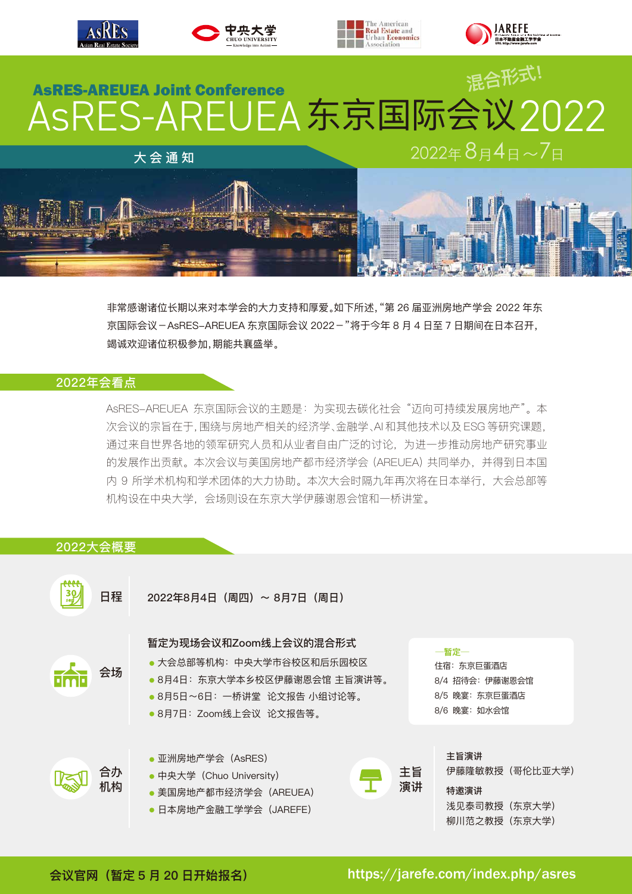AsRES-AREUEA Joint Conference

混合形式!

# AsRES-AREUEA 东京国际会议2022

## 大会通知

2022年8月4日～7日

非常感谢诸位长期以来对本学会的大力支持和厚爱。如下所述，“第 26 届亚洲房地产学会 2022 年东京国际会议－AsRES–AREUEA 东京国际会议 2022－”将于今年 8 月 4 日至 7 日期间在日本召开，竭诚欢迎诸位积极参加，期能共襄盛举。

## 2022年会看点

AsRES–AREUEA 东京国际会议的主题是：为实现去碳化社会“迈向可持续发展房地产”。本次会议的宗旨在于，围绕与房地产相关的经济学、金融学、AI 和其他技术以及 ESG 等研究课题，通过来自世界各地的领军研究人员和从业者自由广泛的讨论，为进一步推动房地产研究事业的发展作出贡献。本次会议与美国房地产都市经济学会（AREUEA）共同举办，并得到日本国内 9 所学术机构和学术团体的大力协助。本次大会时隔九年再次将在日本举行，大会总部等机构设在中央大学，会场则设在东京大学伊藤谢恩会馆和一桥讲堂。

## 2022大会概要

**日程**

2022年8月4日（周四）～ 8月7日（周日）

**会场**

暂定为现场会议和Zoom线上会议的混合形式

- 大会总部等机构：中央大学市谷校区和后乐园校区
- 8月4日：东京大学本乡校区伊藤谢恩会馆 主旨演讲等。
- 8月5日～6日：一桥讲堂 论文报告 小组讨论等。
- 8月7日：Zoom线上会议 论文报告等。

—暂定—

住宿：东京巨蛋酒店

8/4 招待会：伊藤谢恩会馆

8/5 晚宴：东京巨蛋酒店

8/6 晚宴：如水会馆

**合办机构**

- 亚洲房地产学会（AsRES）
- 中央大学（Chuo University）
- 美国房地产都市经济学会（AREUEA）
- 日本房地产金融工学学会（JAREFE）

**主旨演讲**

主旨演讲

伊藤隆敏教授（哥伦比亚大学）

特邀演讲

浅见泰司教授（东京大学）

柳川范之教授（东京大学）

会议官网（暂定 5 月 20 日开始报名） https://jarefe.com/index.php/asres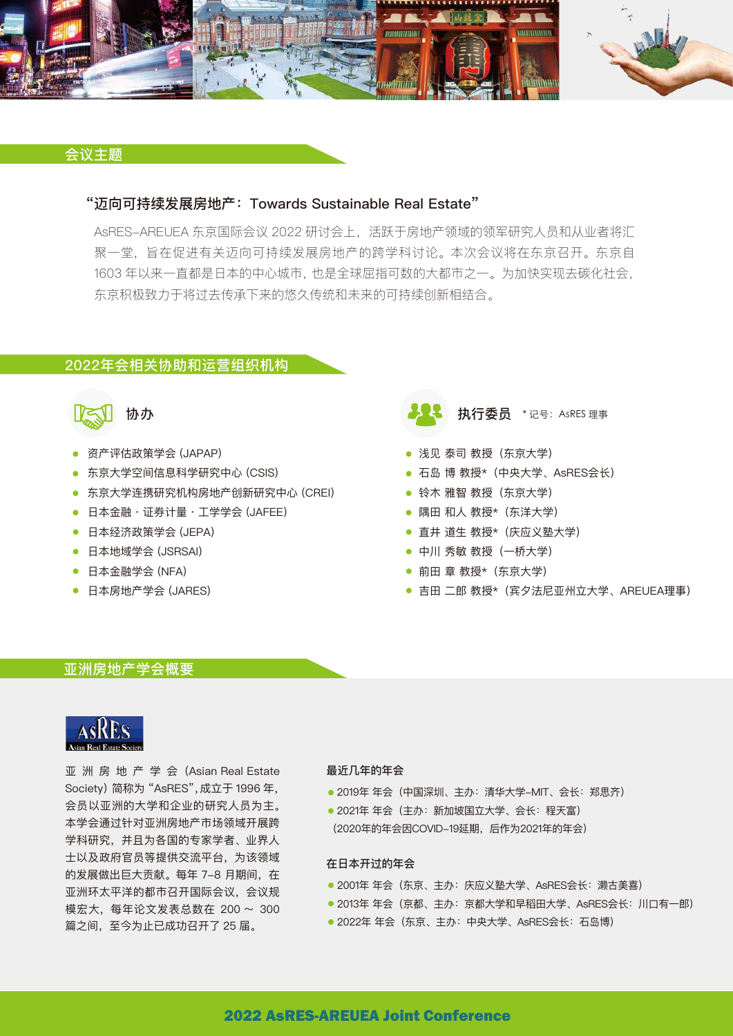## 会议主题

### “迈向可持续发展房地产：Towards Sustainable Real Estate”

AsRES–AREUEA 东京国际会议 2022 研讨会上，活跃于房地产领域的领军研究人员和从业者将汇聚一堂，旨在促进有关迈向可持续发展房地产的跨学科讨论。本次会议将在东京召开。东京自 1603 年以来一直都是日本的中心城市，也是全球屈指可数的大都市之一。为加快实现去碳化社会，东京积极致力于将过去传承下来的悠久传统和未来的可持续创新相结合。

## 2022年会相关协助和运营组织机构

### 协办

- 资产评估政策学会 (JAPAP)
- 东京大学空间信息科学研究中心 (CSIS)
- 东京大学连携研究机构房地产创新研究中心 (CREI)
- 日本金融・证券计量・工学学会 (JAFEE)
- 日本经济政策学会 (JEPA)
- 日本地域学会 (JSRSAI)
- 日本金融学会 (NFA)
- 日本房地产学会 (JARES)

### 执行委员

\* 记号：AsRES 理事

- 浅见 泰司 教授（东京大学）
- 石岛 博 教授*（中央大学、AsRES会长）
- 铃木 雅智 教授（东京大学）
- 隅田 和人 教授*（东洋大学）
- 直井 道生 教授*（庆应义塾大学）
- 中川 秀敏 教授（一桥大学）
- 前田 章 教授*（东京大学）
- 吉田 二郎 教授*（宾夕法尼亚州立大学、AREUEA理事）

## 亚洲房地产学会概要

AsRES
Asian Real Estate Society

亚洲房地产学会(Asian Real Estate Society)简称为“AsRES”,成立于 1996 年，会员以亚洲的大学和企业的研究人员为主。本学会通过针对亚洲房地产市场领域开展跨学科研究，并且为各国的专家学者、业界人士以及政府官员等提供交流平台，为该领域的发展做出巨大贡献。每年 7–8 月期间，在亚洲环太平洋的都市召开国际会议，会议规模宏大，每年论文发表总数在 200 ～ 300 篇之间，至今为止已成功召开了 25 届。

### 最近几年的年会

- 2019年 年会（中国深圳、主办：清华大学–MIT、会长：郑思齐）
- 2021年 年会（主办：新加坡国立大学、会长：程天富）
（2020年的年会因COVID–19延期，后作为2021年的年会）

### 在日本开过的年会

- 2001年 年会（东京、主办：庆应义塾大学、AsRES会长：濑古美喜）
- 2013年 年会（京都、主办：京都大学和早稻田大学、AsRES会长：川口有一郎）
- 2022年 年会（东京、主办：中央大学、AsRES会长：石岛博）

**2022 AsRES-AREUEA Joint Conference**